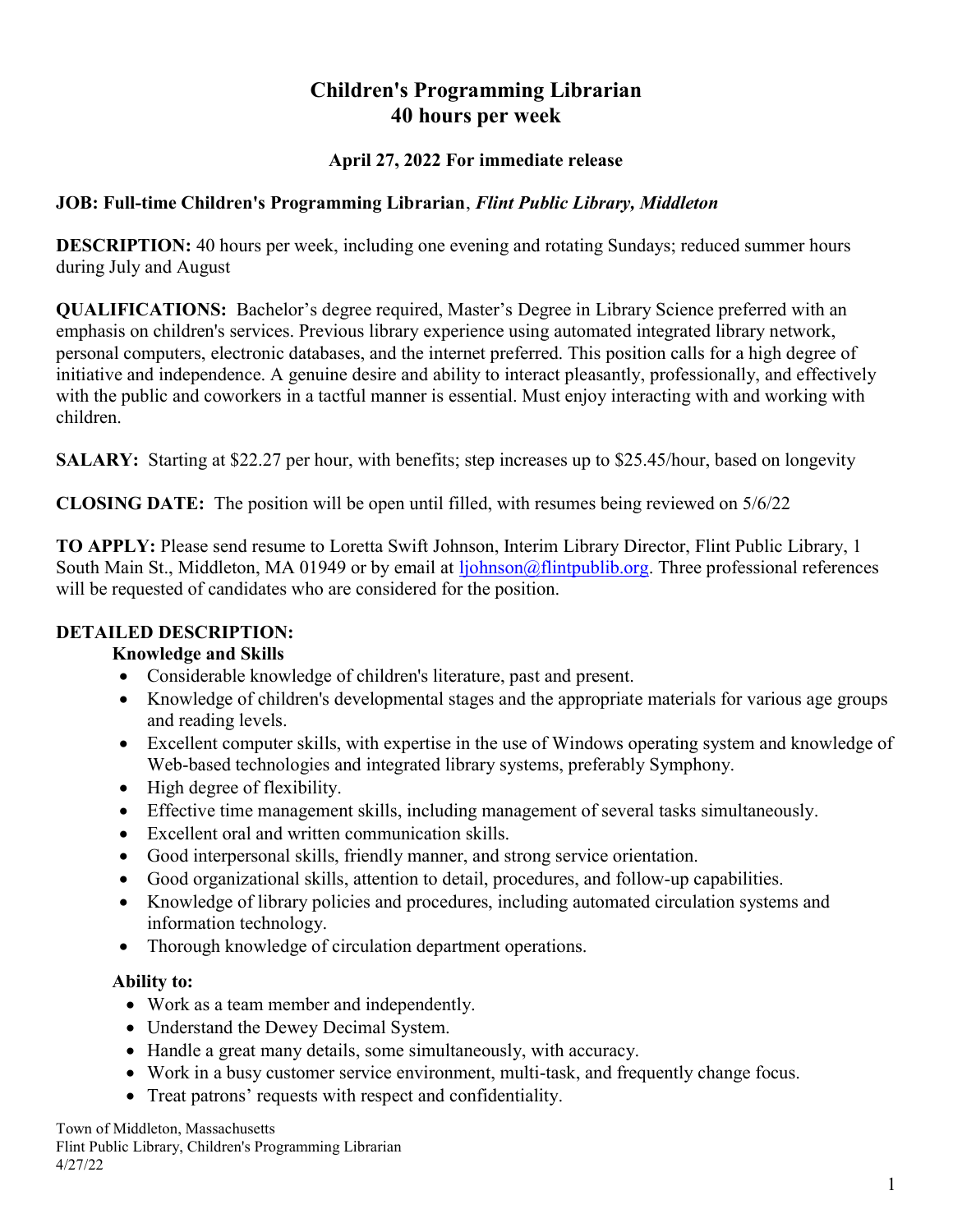# Children's Programming Librarian
# 40 hours per week

**April 27, 2022 For immediate release**

**JOB: Full-time Children's Programming Librarian**, ***Flint Public Library, Middleton***

**DESCRIPTION:** 40 hours per week, including one evening and rotating Sundays; reduced summer hours during July and August

**QUALIFICATIONS:** Bachelor's degree required, Master's Degree in Library Science preferred with an emphasis on children's services. Previous library experience using automated integrated library network, personal computers, electronic databases, and the internet preferred. This position calls for a high degree of initiative and independence. A genuine desire and ability to interact pleasantly, professionally, and effectively with the public and coworkers in a tactful manner is essential. Must enjoy interacting with and working with children.

**SALARY:** Starting at $22.27 per hour, with benefits; step increases up to $25.45/hour, based on longevity

**CLOSING DATE:** The position will be open until filled, with resumes being reviewed on 5/6/22

**TO APPLY:** Please send resume to Loretta Swift Johnson, Interim Library Director, Flint Public Library, 1 South Main St., Middleton, MA 01949 or by email at ljohnson@flintpublib.org. Three professional references will be requested of candidates who are considered for the position.

**DETAILED DESCRIPTION:**

**Knowledge and Skills**

- Considerable knowledge of children's literature, past and present.
- Knowledge of children's developmental stages and the appropriate materials for various age groups and reading levels.
- Excellent computer skills, with expertise in the use of Windows operating system and knowledge of Web-based technologies and integrated library systems, preferably Symphony.
- High degree of flexibility.
- Effective time management skills, including management of several tasks simultaneously.
- Excellent oral and written communication skills.
- Good interpersonal skills, friendly manner, and strong service orientation.
- Good organizational skills, attention to detail, procedures, and follow-up capabilities.
- Knowledge of library policies and procedures, including automated circulation systems and information technology.
- Thorough knowledge of circulation department operations.

**Ability to:**

- Work as a team member and independently.
- Understand the Dewey Decimal System.
- Handle a great many details, some simultaneously, with accuracy.
- Work in a busy customer service environment, multi-task, and frequently change focus.
- Treat patrons' requests with respect and confidentiality.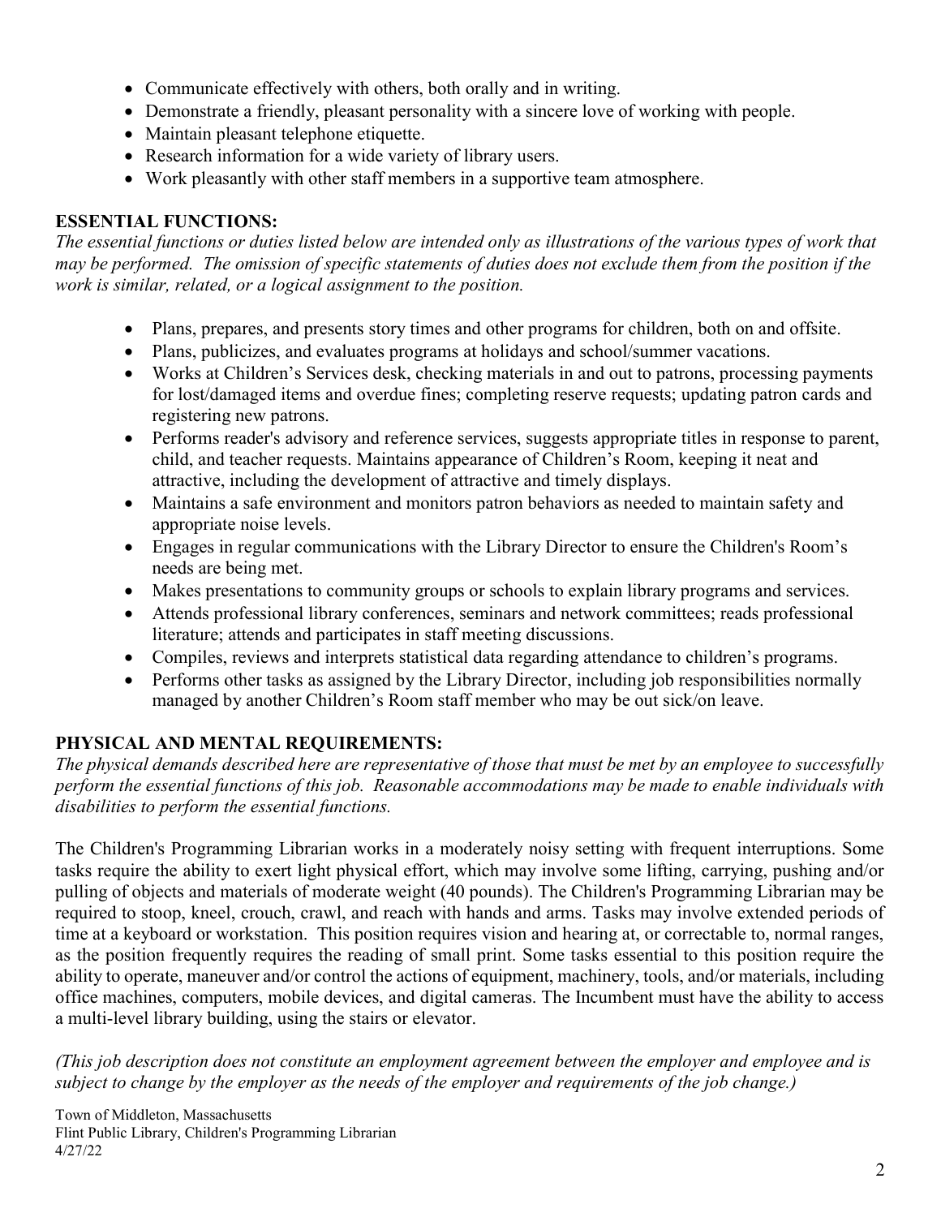- Communicate effectively with others, both orally and in writing.
- Demonstrate a friendly, pleasant personality with a sincere love of working with people.
- Maintain pleasant telephone etiquette.
- Research information for a wide variety of library users.
- Work pleasantly with other staff members in a supportive team atmosphere.

**ESSENTIAL FUNCTIONS:**

*The essential functions or duties listed below are intended only as illustrations of the various types of work that may be performed. The omission of specific statements of duties does not exclude them from the position if the work is similar, related, or a logical assignment to the position.*

- Plans, prepares, and presents story times and other programs for children, both on and offsite.
- Plans, publicizes, and evaluates programs at holidays and school/summer vacations.
- Works at Children's Services desk, checking materials in and out to patrons, processing payments for lost/damaged items and overdue fines; completing reserve requests; updating patron cards and registering new patrons.
- Performs reader's advisory and reference services, suggests appropriate titles in response to parent, child, and teacher requests. Maintains appearance of Children's Room, keeping it neat and attractive, including the development of attractive and timely displays.
- Maintains a safe environment and monitors patron behaviors as needed to maintain safety and appropriate noise levels.
- Engages in regular communications with the Library Director to ensure the Children's Room's needs are being met.
- Makes presentations to community groups or schools to explain library programs and services.
- Attends professional library conferences, seminars and network committees; reads professional literature; attends and participates in staff meeting discussions.
- Compiles, reviews and interprets statistical data regarding attendance to children's programs.
- Performs other tasks as assigned by the Library Director, including job responsibilities normally managed by another Children's Room staff member who may be out sick/on leave.

**PHYSICAL AND MENTAL REQUIREMENTS:**

*The physical demands described here are representative of those that must be met by an employee to successfully perform the essential functions of this job. Reasonable accommodations may be made to enable individuals with disabilities to perform the essential functions.*

The Children's Programming Librarian works in a moderately noisy setting with frequent interruptions. Some tasks require the ability to exert light physical effort, which may involve some lifting, carrying, pushing and/or pulling of objects and materials of moderate weight (40 pounds). The Children's Programming Librarian may be required to stoop, kneel, crouch, crawl, and reach with hands and arms. Tasks may involve extended periods of time at a keyboard or workstation. This position requires vision and hearing at, or correctable to, normal ranges, as the position frequently requires the reading of small print. Some tasks essential to this position require the ability to operate, maneuver and/or control the actions of equipment, machinery, tools, and/or materials, including office machines, computers, mobile devices, and digital cameras. The Incumbent must have the ability to access a multi-level library building, using the stairs or elevator.

*(This job description does not constitute an employment agreement between the employer and employee and is subject to change by the employer as the needs of the employer and requirements of the job change.)*

Town of Middleton, Massachusetts
Flint Public Library, Children's Programming Librarian
4/27/22